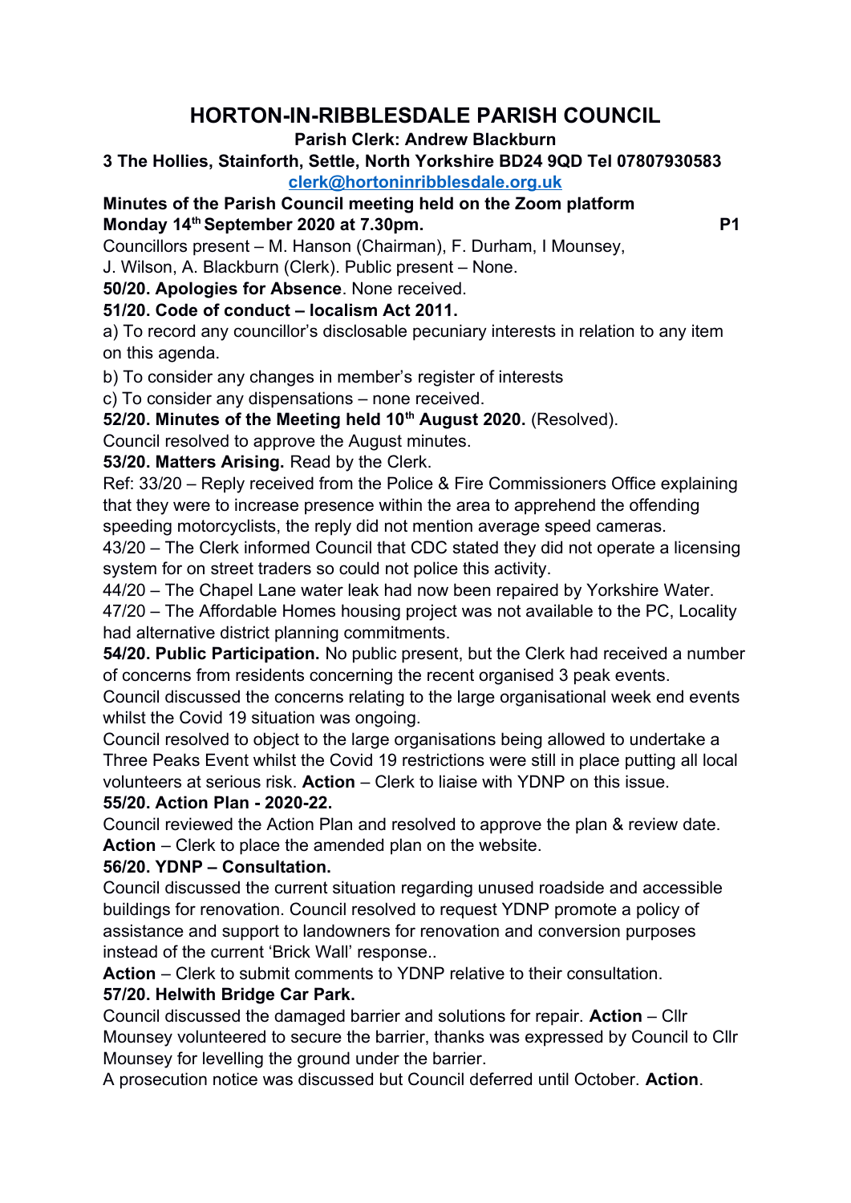# HORTON-IN-RIBBLESDALE PARISH COUNCIL

**Parish Clerk: Andrew Blackburn**

**3 The Hollies, Stainforth, Settle, North Yorkshire BD24 9QD Tel 07807930583**

**clerk@hortoninribblesdale.org.uk**

**Minutes of the Parish Council meeting held on the Zoom platform**
**Monday 14th September 2020 at 7.30pm.**

Councillors present – M. Hanson (Chairman), F. Durham, I Mounsey, J. Wilson, A. Blackburn (Clerk). Public present – None.

**50/20. Apologies for Absence**. None received.

**51/20. Code of conduct – localism Act 2011.**

a) To record any councillor's disclosable pecuniary interests in relation to any item on this agenda.

b) To consider any changes in member's register of interests

c) To consider any dispensations – none received.

**52/20. Minutes of the Meeting held 10th August 2020.** (Resolved).

Council resolved to approve the August minutes.

**53/20. Matters Arising.** Read by the Clerk.

Ref: 33/20 – Reply received from the Police & Fire Commissioners Office explaining that they were to increase presence within the area to apprehend the offending speeding motorcyclists, the reply did not mention average speed cameras.

43/20 – The Clerk informed Council that CDC stated they did not operate a licensing system for on street traders so could not police this activity.

44/20 – The Chapel Lane water leak had now been repaired by Yorkshire Water.

47/20 – The Affordable Homes housing project was not available to the PC, Locality had alternative district planning commitments.

**54/20. Public Participation.** No public present, but the Clerk had received a number of concerns from residents concerning the recent organised 3 peak events.

Council discussed the concerns relating to the large organisational week end events whilst the Covid 19 situation was ongoing.

Council resolved to object to the large organisations being allowed to undertake a Three Peaks Event whilst the Covid 19 restrictions were still in place putting all local volunteers at serious risk. **Action** – Clerk to liaise with YDNP on this issue.

**55/20. Action Plan - 2020-22.**

Council reviewed the Action Plan and resolved to approve the plan & review date.
**Action** – Clerk to place the amended plan on the website.

**56/20. YDNP – Consultation.**

Council discussed the current situation regarding unused roadside and accessible buildings for renovation. Council resolved to request YDNP promote a policy of assistance and support to landowners for renovation and conversion purposes instead of the current 'Brick Wall' response..

**Action** – Clerk to submit comments to YDNP relative to their consultation.

**57/20. Helwith Bridge Car Park.**

Council discussed the damaged barrier and solutions for repair. **Action** – Cllr Mounsey volunteered to secure the barrier, thanks was expressed by Council to Cllr Mounsey for levelling the ground under the barrier.

A prosecution notice was discussed but Council deferred until October. **Action**.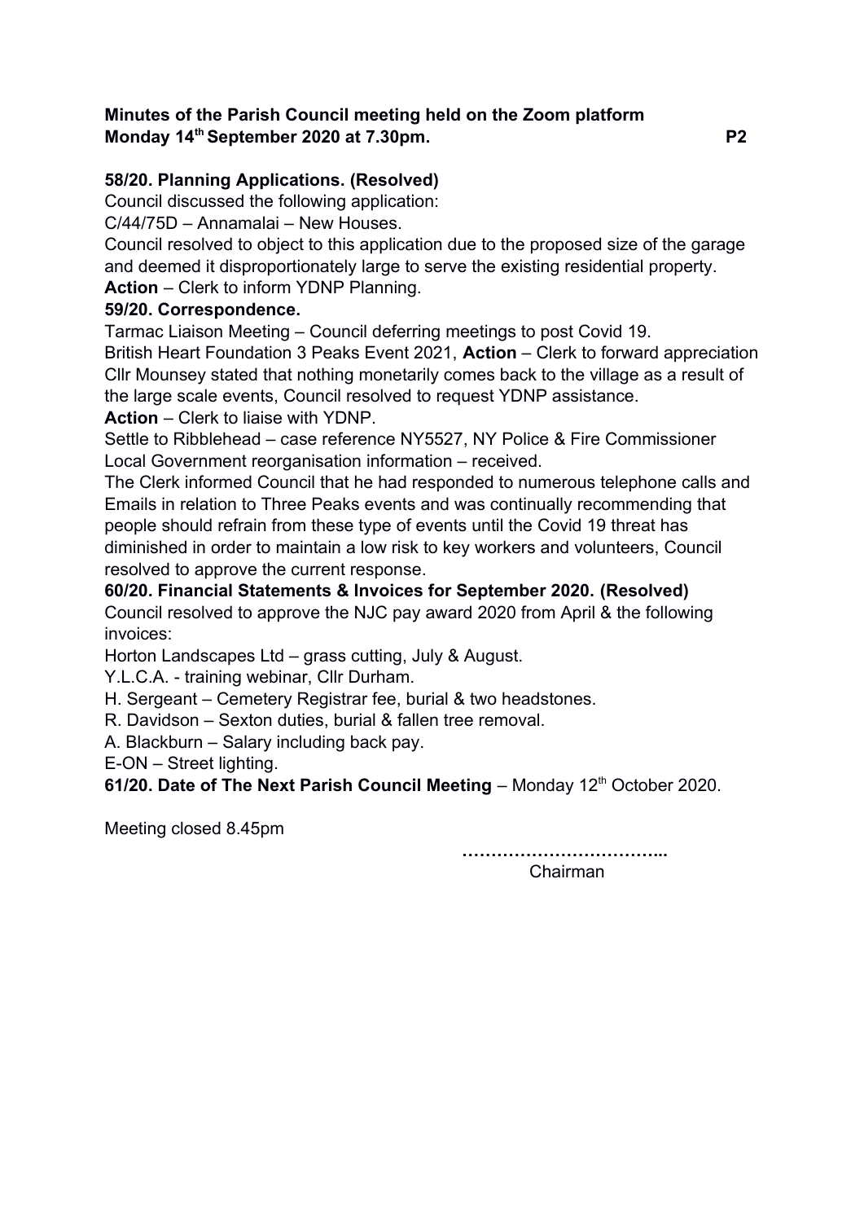**Minutes of the Parish Council meeting held on the Zoom platform**
**Monday 14th September 2020 at 7.30pm.**

**58/20. Planning Applications. (Resolved)**

Council discussed the following application:

C/44/75D – Annamalai – New Houses.

Council resolved to object to this application due to the proposed size of the garage and deemed it disproportionately large to serve the existing residential property.

**Action** – Clerk to inform YDNP Planning.

**59/20. Correspondence.**

Tarmac Liaison Meeting – Council deferring meetings to post Covid 19.

British Heart Foundation 3 Peaks Event 2021, **Action** – Clerk to forward appreciation Cllr Mounsey stated that nothing monetarily comes back to the village as a result of the large scale events, Council resolved to request YDNP assistance.

**Action** – Clerk to liaise with YDNP.

Settle to Ribblehead – case reference NY5527, NY Police & Fire Commissioner Local Government reorganisation information – received.

The Clerk informed Council that he had responded to numerous telephone calls and Emails in relation to Three Peaks events and was continually recommending that people should refrain from these type of events until the Covid 19 threat has diminished in order to maintain a low risk to key workers and volunteers, Council resolved to approve the current response.

**60/20. Financial Statements & Invoices for September 2020. (Resolved)**

Council resolved to approve the NJC pay award 2020 from April & the following invoices:

Horton Landscapes Ltd – grass cutting, July & August.

Y.L.C.A. - training webinar, Cllr Durham.

H. Sergeant – Cemetery Registrar fee, burial & two headstones.

R. Davidson – Sexton duties, burial & fallen tree removal.

A. Blackburn – Salary including back pay.

E-ON – Street lighting.

**61/20. Date of The Next Parish Council Meeting** – Monday 12th October 2020.

Meeting closed 8.45pm

**……………………………...**

Chairman